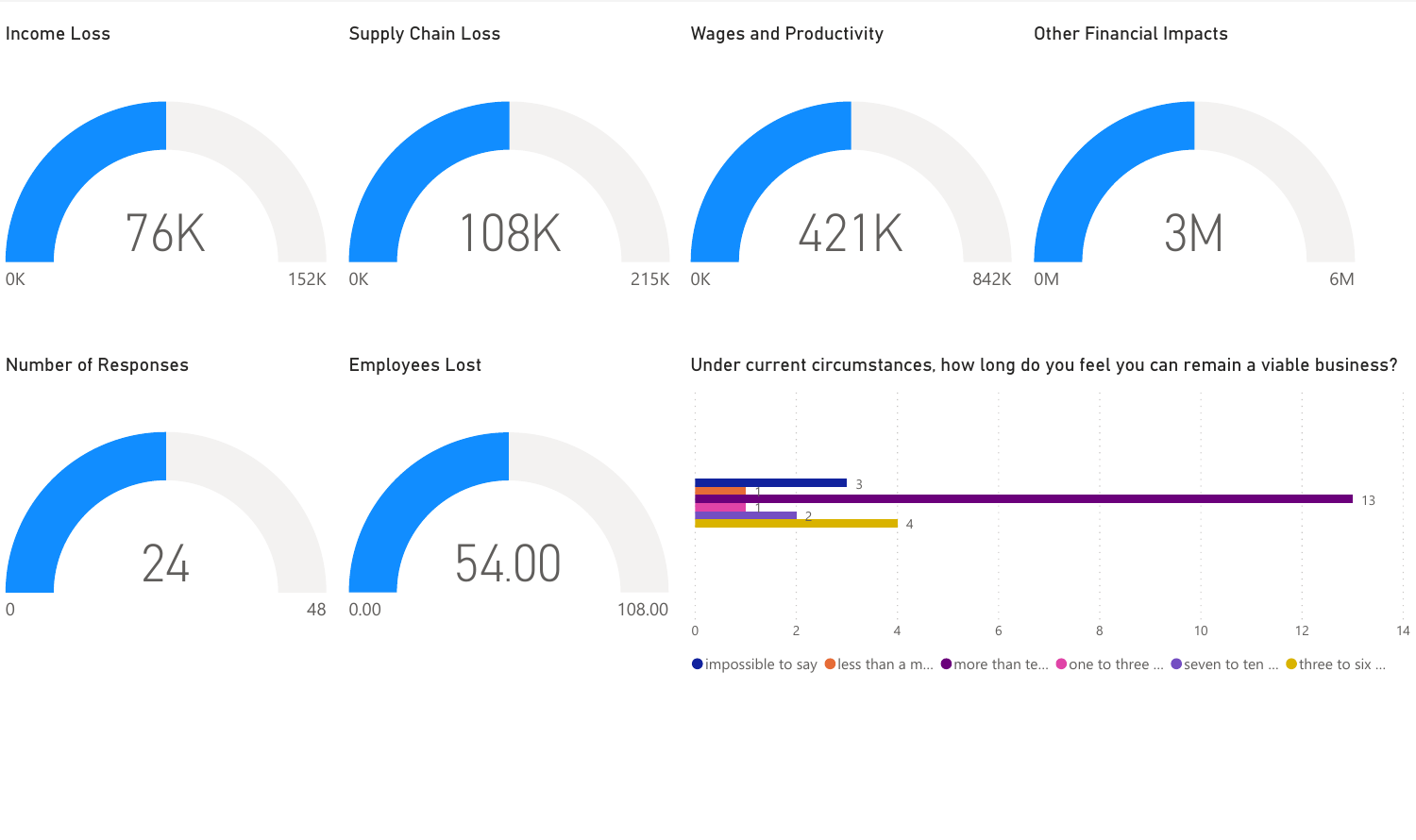## Income Loss

76K

0K — 152K

## Supply Chain Loss

108K

0K — 215K

## Wages and Productivity

421K

0K — 842K

## Other Financial Impacts

3M

0M — 6M

## Number of Responses

24

0 — 48

## Employees Lost

54.00

0.00 — 108.00

## Under current circumstances, how long do you feel you can remain a viable business?

| Response | Count |
|---|---|
| impossible to say | 3 |
| less than a m... | 1 |
| more than te... | 13 |
| one to three ... | 1 |
| seven to ten ... | 2 |
| three to six ... | 4 |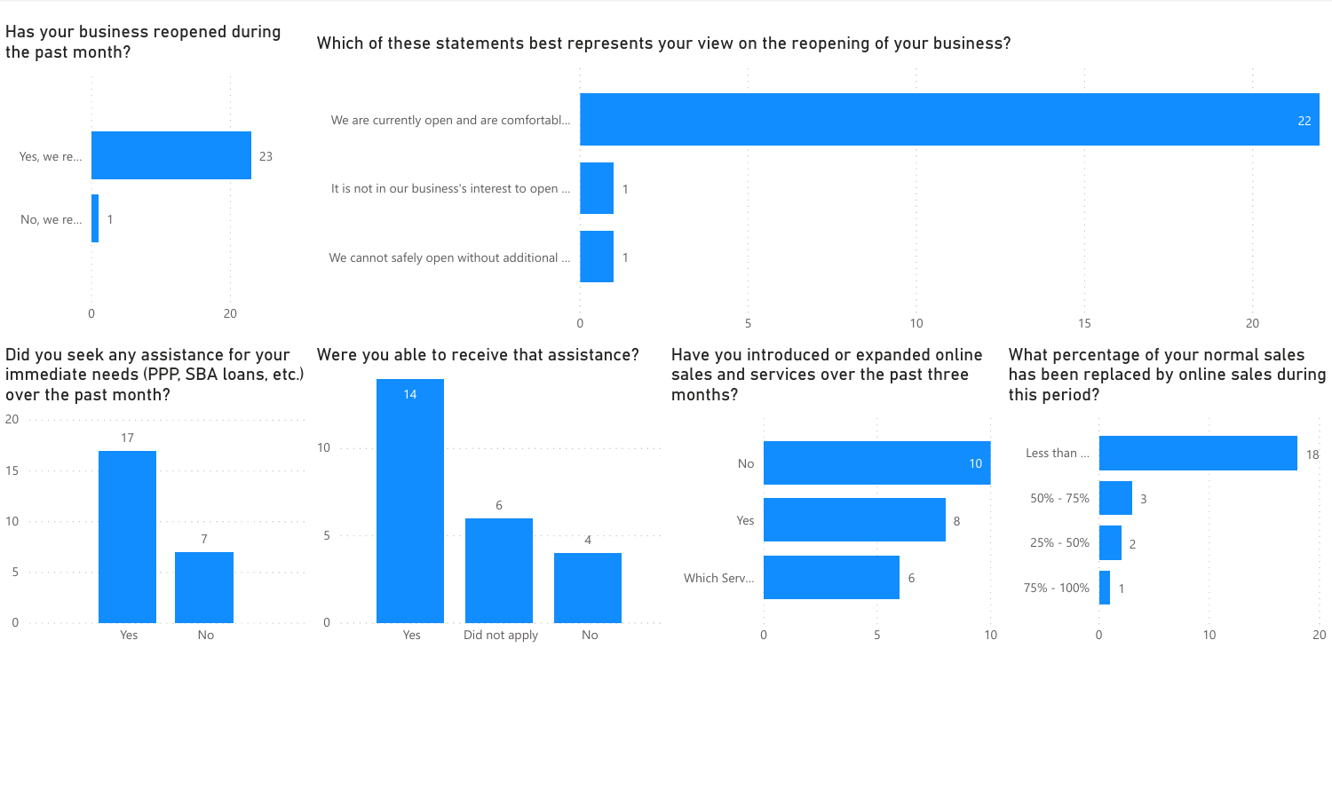## Has your business reopened during the past month?

Yes, we re...
23

No, we re...
1

0
20

## Which of these statements best represents your view on the reopening of your business?

We are currently open and are comfortabl...
22

It is not in our business's interest to open ...
1

We cannot safely open without additional ...
1

0
5
10
15
20

## Did you seek any assistance for your immediate needs (PPP, SBA loans, etc.) over the past month?

20
15
10
5
0

17
7

Yes
No

## Were you able to receive that assistance?

10
5
0

14
6
4

Yes
Did not apply
No

## Have you introduced or expanded online sales and services over the past three months?

No
10

Yes
8

Which Serv...
6

0
5
10

## What percentage of your normal sales has been replaced by online sales during this period?

Less than ...
18

50% - 75%
3

25% - 50%
2

75% - 100%
1

0
10
20